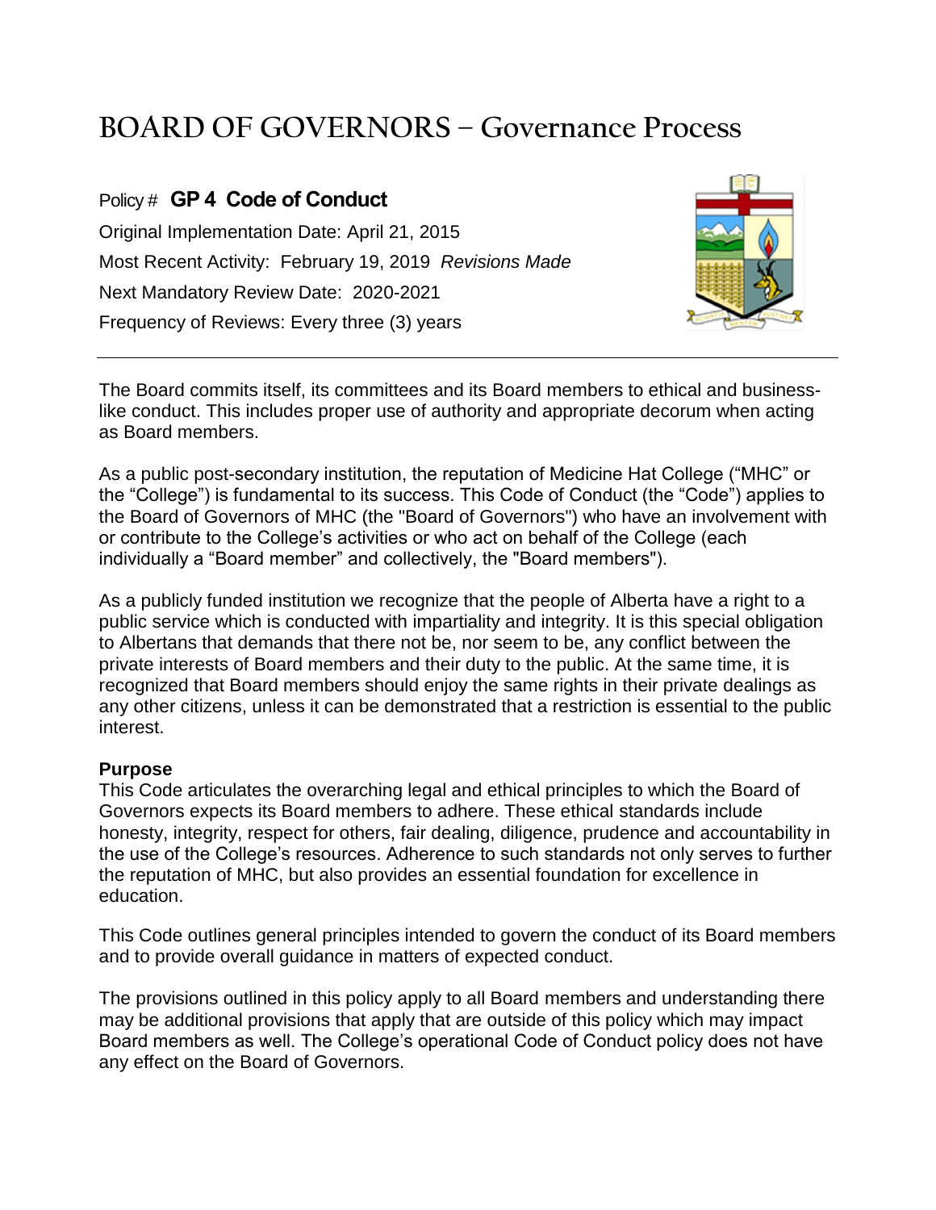# BOARD OF GOVERNORS – Governance Process

Policy # **GP 4 Code of Conduct**

Original Implementation Date: April 21, 2015

Most Recent Activity: February 19, 2019 *Revisions Made*

Next Mandatory Review Date: 2020-2021

Frequency of Reviews: Every three (3) years

---

The Board commits itself, its committees and its Board members to ethical and business-like conduct. This includes proper use of authority and appropriate decorum when acting as Board members.

As a public post-secondary institution, the reputation of Medicine Hat College ("MHC" or the "College") is fundamental to its success. This Code of Conduct (the "Code") applies to the Board of Governors of MHC (the "Board of Governors") who have an involvement with or contribute to the College's activities or who act on behalf of the College (each individually a "Board member" and collectively, the "Board members").

As a publicly funded institution we recognize that the people of Alberta have a right to a public service which is conducted with impartiality and integrity. It is this special obligation to Albertans that demands that there not be, nor seem to be, any conflict between the private interests of Board members and their duty to the public. At the same time, it is recognized that Board members should enjoy the same rights in their private dealings as any other citizens, unless it can be demonstrated that a restriction is essential to the public interest.

**Purpose**

This Code articulates the overarching legal and ethical principles to which the Board of Governors expects its Board members to adhere. These ethical standards include honesty, integrity, respect for others, fair dealing, diligence, prudence and accountability in the use of the College's resources. Adherence to such standards not only serves to further the reputation of MHC, but also provides an essential foundation for excellence in education.

This Code outlines general principles intended to govern the conduct of its Board members and to provide overall guidance in matters of expected conduct.

The provisions outlined in this policy apply to all Board members and understanding there may be additional provisions that apply that are outside of this policy which may impact Board members as well. The College's operational Code of Conduct policy does not have any effect on the Board of Governors.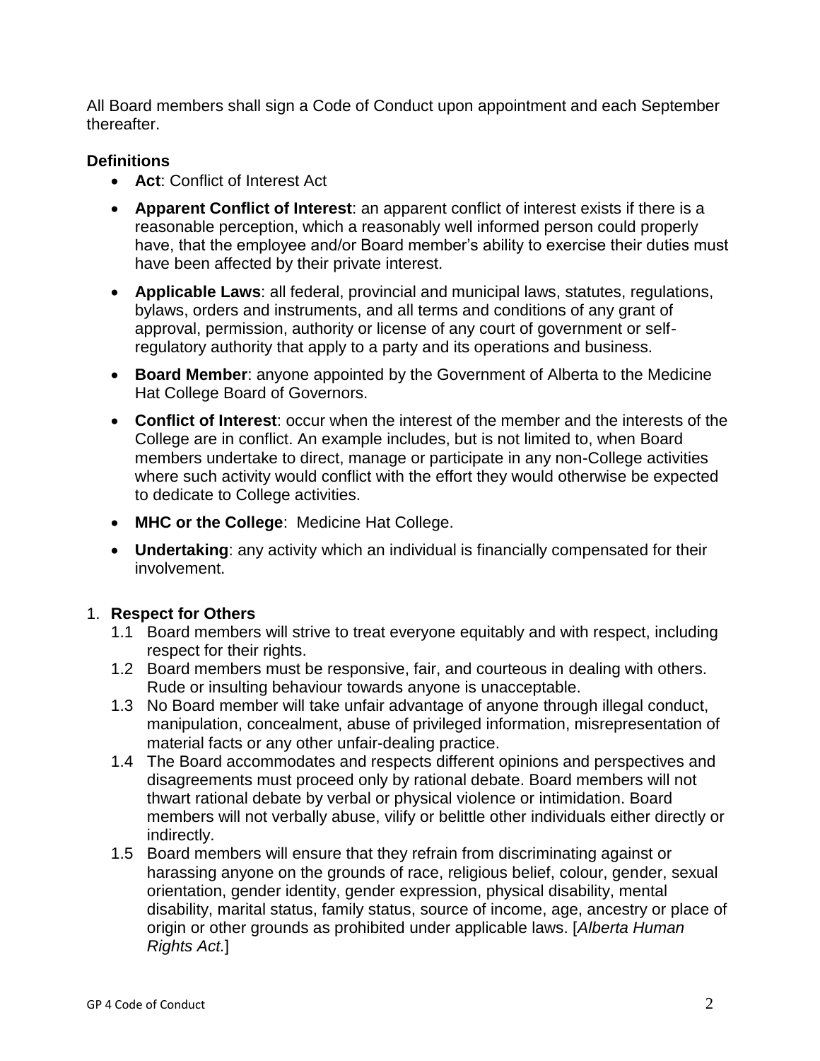All Board members shall sign a Code of Conduct upon appointment and each September thereafter.

**Definitions**

- **Act**: Conflict of Interest Act
- **Apparent Conflict of Interest**: an apparent conflict of interest exists if there is a reasonable perception, which a reasonably well informed person could properly have, that the employee and/or Board member's ability to exercise their duties must have been affected by their private interest.
- **Applicable Laws**: all federal, provincial and municipal laws, statutes, regulations, bylaws, orders and instruments, and all terms and conditions of any grant of approval, permission, authority or license of any court of government or self-regulatory authority that apply to a party and its operations and business.
- **Board Member**: anyone appointed by the Government of Alberta to the Medicine Hat College Board of Governors.
- **Conflict of Interest**: occur when the interest of the member and the interests of the College are in conflict. An example includes, but is not limited to, when Board members undertake to direct, manage or participate in any non-College activities where such activity would conflict with the effort they would otherwise be expected to dedicate to College activities.
- **MHC or the College**: Medicine Hat College.
- **Undertaking**: any activity which an individual is financially compensated for their involvement.

1. **Respect for Others**
   - 1.1 Board members will strive to treat everyone equitably and with respect, including respect for their rights.
   - 1.2 Board members must be responsive, fair, and courteous in dealing with others. Rude or insulting behaviour towards anyone is unacceptable.
   - 1.3 No Board member will take unfair advantage of anyone through illegal conduct, manipulation, concealment, abuse of privileged information, misrepresentation of material facts or any other unfair-dealing practice.
   - 1.4 The Board accommodates and respects different opinions and perspectives and disagreements must proceed only by rational debate. Board members will not thwart rational debate by verbal or physical violence or intimidation. Board members will not verbally abuse, vilify or belittle other individuals either directly or indirectly.
   - 1.5 Board members will ensure that they refrain from discriminating against or harassing anyone on the grounds of race, religious belief, colour, gender, sexual orientation, gender identity, gender expression, physical disability, mental disability, marital status, family status, source of income, age, ancestry or place of origin or other grounds as prohibited under applicable laws. [*Alberta Human Rights Act.*]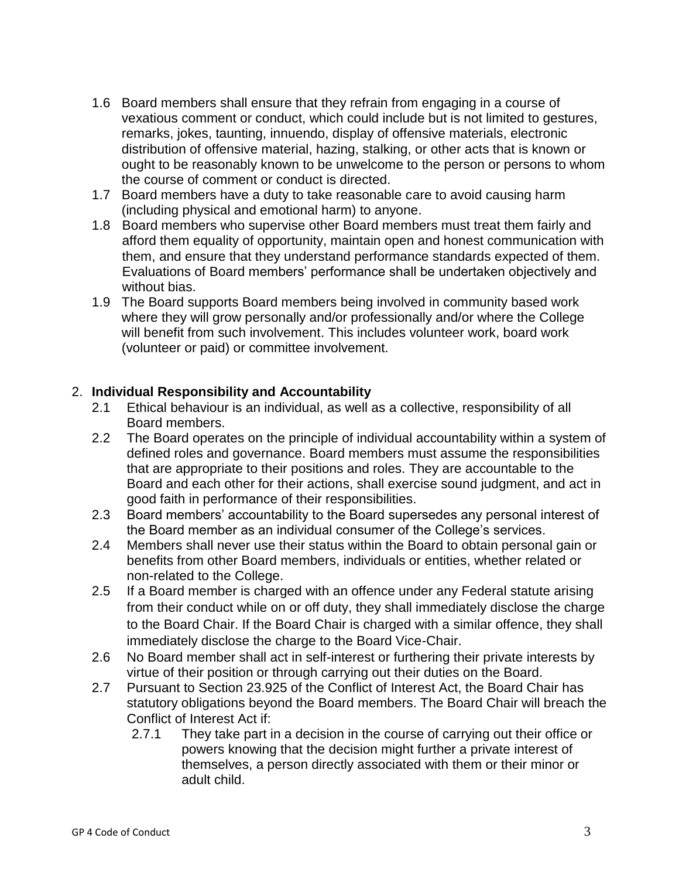1.6 Board members shall ensure that they refrain from engaging in a course of vexatious comment or conduct, which could include but is not limited to gestures, remarks, jokes, taunting, innuendo, display of offensive materials, electronic distribution of offensive material, hazing, stalking, or other acts that is known or ought to be reasonably known to be unwelcome to the person or persons to whom the course of comment or conduct is directed.

1.7 Board members have a duty to take reasonable care to avoid causing harm (including physical and emotional harm) to anyone.

1.8 Board members who supervise other Board members must treat them fairly and afford them equality of opportunity, maintain open and honest communication with them, and ensure that they understand performance standards expected of them. Evaluations of Board members' performance shall be undertaken objectively and without bias.

1.9 The Board supports Board members being involved in community based work where they will grow personally and/or professionally and/or where the College will benefit from such involvement. This includes volunteer work, board work (volunteer or paid) or committee involvement.

2. **Individual Responsibility and Accountability**

2.1 Ethical behaviour is an individual, as well as a collective, responsibility of all Board members.

2.2 The Board operates on the principle of individual accountability within a system of defined roles and governance. Board members must assume the responsibilities that are appropriate to their positions and roles. They are accountable to the Board and each other for their actions, shall exercise sound judgment, and act in good faith in performance of their responsibilities.

2.3 Board members' accountability to the Board supersedes any personal interest of the Board member as an individual consumer of the College's services.

2.4 Members shall never use their status within the Board to obtain personal gain or benefits from other Board members, individuals or entities, whether related or non-related to the College.

2.5 If a Board member is charged with an offence under any Federal statute arising from their conduct while on or off duty, they shall immediately disclose the charge to the Board Chair. If the Board Chair is charged with a similar offence, they shall immediately disclose the charge to the Board Vice-Chair.

2.6 No Board member shall act in self-interest or furthering their private interests by virtue of their position or through carrying out their duties on the Board.

2.7 Pursuant to Section 23.925 of the Conflict of Interest Act, the Board Chair has statutory obligations beyond the Board members. The Board Chair will breach the Conflict of Interest Act if:

2.7.1 They take part in a decision in the course of carrying out their office or powers knowing that the decision might further a private interest of themselves, a person directly associated with them or their minor or adult child.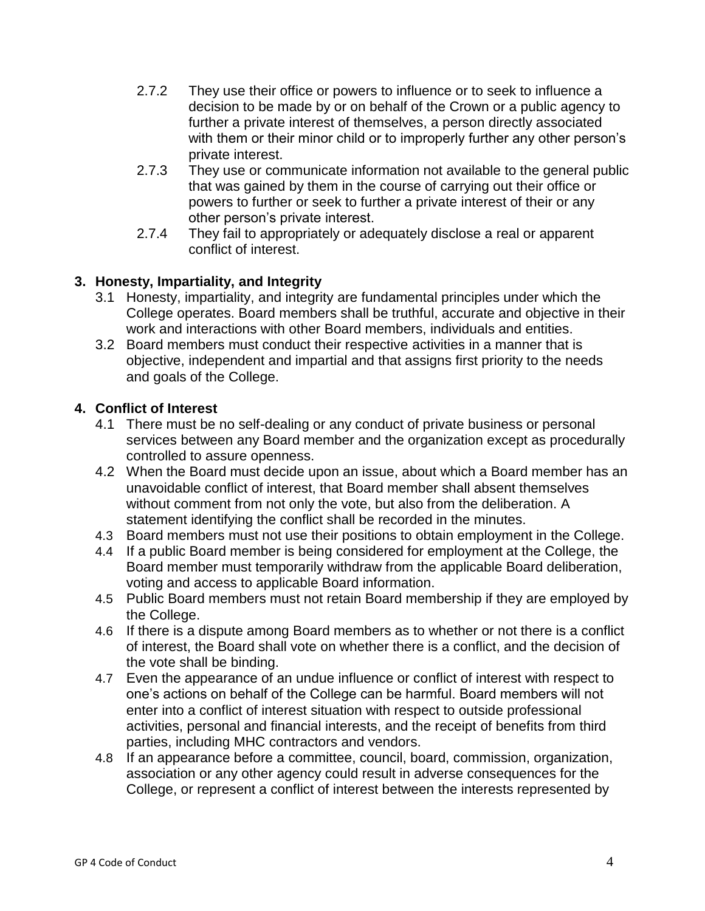2.7.2 They use their office or powers to influence or to seek to influence a decision to be made by or on behalf of the Crown or a public agency to further a private interest of themselves, a person directly associated with them or their minor child or to improperly further any other person's private interest.

2.7.3 They use or communicate information not available to the general public that was gained by them in the course of carrying out their office or powers to further or seek to further a private interest of their or any other person's private interest.

2.7.4 They fail to appropriately or adequately disclose a real or apparent conflict of interest.

## 3. Honesty, Impartiality, and Integrity

3.1 Honesty, impartiality, and integrity are fundamental principles under which the College operates. Board members shall be truthful, accurate and objective in their work and interactions with other Board members, individuals and entities.

3.2 Board members must conduct their respective activities in a manner that is objective, independent and impartial and that assigns first priority to the needs and goals of the College.

## 4. Conflict of Interest

4.1 There must be no self-dealing or any conduct of private business or personal services between any Board member and the organization except as procedurally controlled to assure openness.

4.2 When the Board must decide upon an issue, about which a Board member has an unavoidable conflict of interest, that Board member shall absent themselves without comment from not only the vote, but also from the deliberation. A statement identifying the conflict shall be recorded in the minutes.

4.3 Board members must not use their positions to obtain employment in the College.

4.4 If a public Board member is being considered for employment at the College, the Board member must temporarily withdraw from the applicable Board deliberation, voting and access to applicable Board information.

4.5 Public Board members must not retain Board membership if they are employed by the College.

4.6 If there is a dispute among Board members as to whether or not there is a conflict of interest, the Board shall vote on whether there is a conflict, and the decision of the vote shall be binding.

4.7 Even the appearance of an undue influence or conflict of interest with respect to one's actions on behalf of the College can be harmful. Board members will not enter into a conflict of interest situation with respect to outside professional activities, personal and financial interests, and the receipt of benefits from third parties, including MHC contractors and vendors.

4.8 If an appearance before a committee, council, board, commission, organization, association or any other agency could result in adverse consequences for the College, or represent a conflict of interest between the interests represented by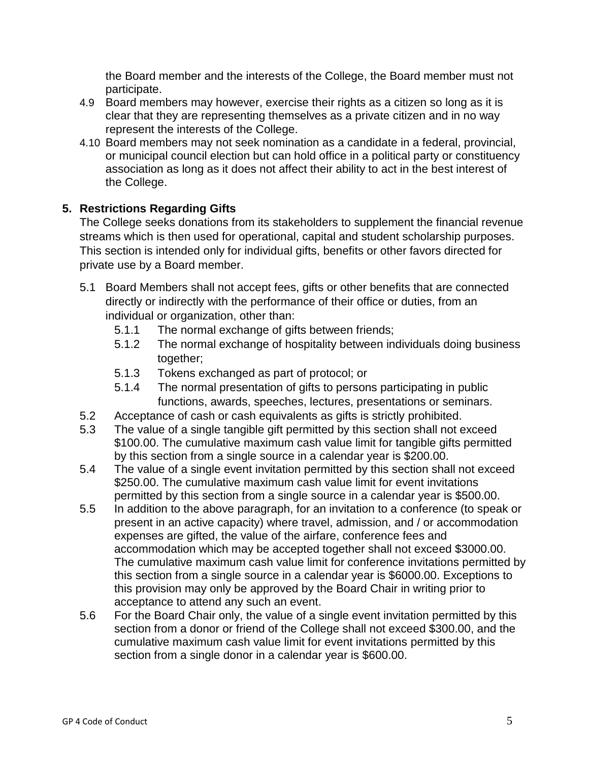the Board member and the interests of the College, the Board member must not participate.

4.9 Board members may however, exercise their rights as a citizen so long as it is clear that they are representing themselves as a private citizen and in no way represent the interests of the College.

4.10 Board members may not seek nomination as a candidate in a federal, provincial, or municipal council election but can hold office in a political party or constituency association as long as it does not affect their ability to act in the best interest of the College.

## 5. Restrictions Regarding Gifts

The College seeks donations from its stakeholders to supplement the financial revenue streams which is then used for operational, capital and student scholarship purposes. This section is intended only for individual gifts, benefits or other favors directed for private use by a Board member.

5.1 Board Members shall not accept fees, gifts or other benefits that are connected directly or indirectly with the performance of their office or duties, from an individual or organization, other than:

- 5.1.1 The normal exchange of gifts between friends;
- 5.1.2 The normal exchange of hospitality between individuals doing business together;
- 5.1.3 Tokens exchanged as part of protocol; or
- 5.1.4 The normal presentation of gifts to persons participating in public functions, awards, speeches, lectures, presentations or seminars.

5.2 Acceptance of cash or cash equivalents as gifts is strictly prohibited.

5.3 The value of a single tangible gift permitted by this section shall not exceed \$100.00. The cumulative maximum cash value limit for tangible gifts permitted by this section from a single source in a calendar year is \$200.00.

5.4 The value of a single event invitation permitted by this section shall not exceed \$250.00. The cumulative maximum cash value limit for event invitations permitted by this section from a single source in a calendar year is \$500.00.

5.5 In addition to the above paragraph, for an invitation to a conference (to speak or present in an active capacity) where travel, admission, and / or accommodation expenses are gifted, the value of the airfare, conference fees and accommodation which may be accepted together shall not exceed \$3000.00. The cumulative maximum cash value limit for conference invitations permitted by this section from a single source in a calendar year is \$6000.00. Exceptions to this provision may only be approved by the Board Chair in writing prior to acceptance to attend any such an event.

5.6 For the Board Chair only, the value of a single event invitation permitted by this section from a donor or friend of the College shall not exceed \$300.00, and the cumulative maximum cash value limit for event invitations permitted by this section from a single donor in a calendar year is \$600.00.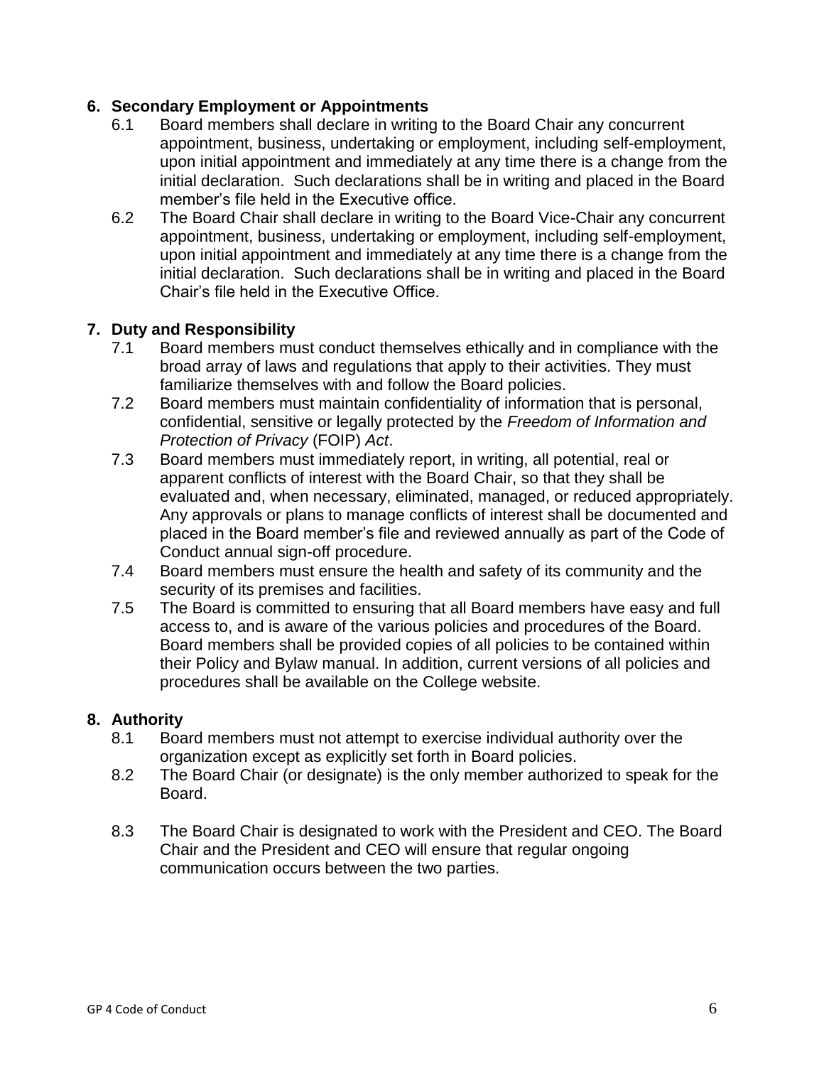## 6. Secondary Employment or Appointments

6.1 Board members shall declare in writing to the Board Chair any concurrent appointment, business, undertaking or employment, including self-employment, upon initial appointment and immediately at any time there is a change from the initial declaration. Such declarations shall be in writing and placed in the Board member's file held in the Executive office.

6.2 The Board Chair shall declare in writing to the Board Vice-Chair any concurrent appointment, business, undertaking or employment, including self-employment, upon initial appointment and immediately at any time there is a change from the initial declaration. Such declarations shall be in writing and placed in the Board Chair's file held in the Executive Office.

## 7. Duty and Responsibility

7.1 Board members must conduct themselves ethically and in compliance with the broad array of laws and regulations that apply to their activities. They must familiarize themselves with and follow the Board policies.

7.2 Board members must maintain confidentiality of information that is personal, confidential, sensitive or legally protected by the *Freedom of Information and Protection of Privacy* (FOIP) *Act*.

7.3 Board members must immediately report, in writing, all potential, real or apparent conflicts of interest with the Board Chair, so that they shall be evaluated and, when necessary, eliminated, managed, or reduced appropriately. Any approvals or plans to manage conflicts of interest shall be documented and placed in the Board member's file and reviewed annually as part of the Code of Conduct annual sign-off procedure.

7.4 Board members must ensure the health and safety of its community and the security of its premises and facilities.

7.5 The Board is committed to ensuring that all Board members have easy and full access to, and is aware of the various policies and procedures of the Board. Board members shall be provided copies of all policies to be contained within their Policy and Bylaw manual. In addition, current versions of all policies and procedures shall be available on the College website.

## 8. Authority

8.1 Board members must not attempt to exercise individual authority over the organization except as explicitly set forth in Board policies.

8.2 The Board Chair (or designate) is the only member authorized to speak for the Board.

8.3 The Board Chair is designated to work with the President and CEO. The Board Chair and the President and CEO will ensure that regular ongoing communication occurs between the two parties.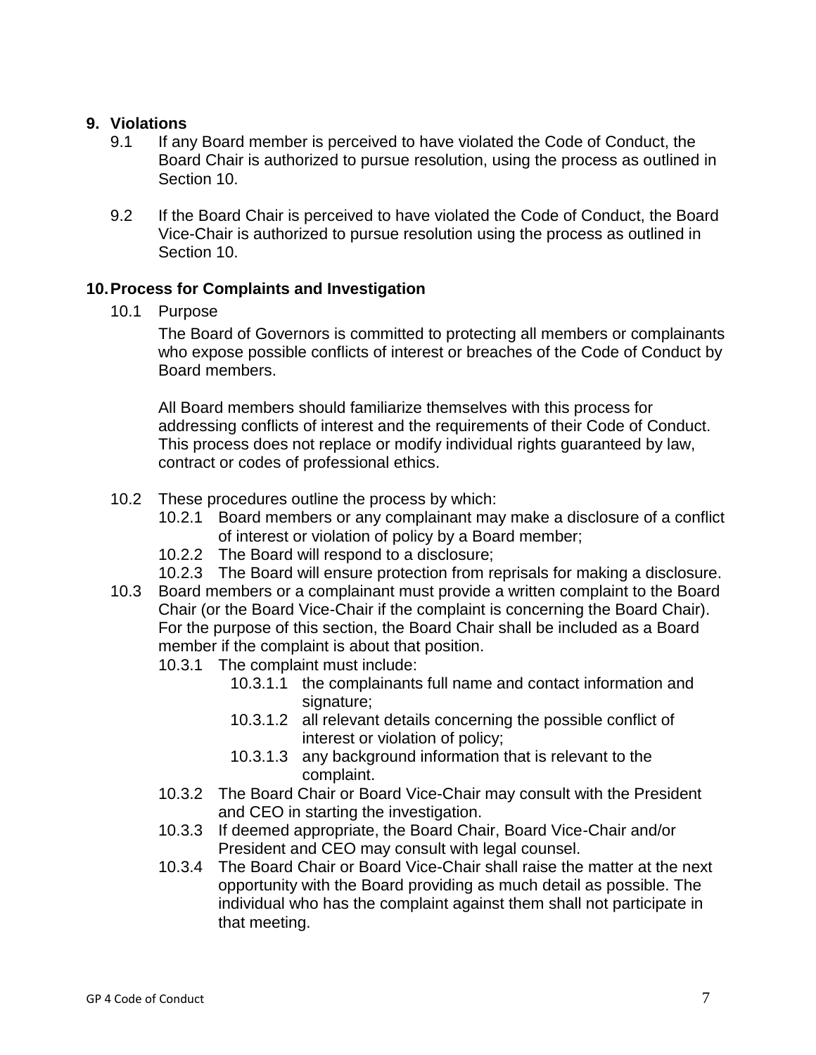## 9. Violations

9.1 If any Board member is perceived to have violated the Code of Conduct, the Board Chair is authorized to pursue resolution, using the process as outlined in Section 10.

9.2 If the Board Chair is perceived to have violated the Code of Conduct, the Board Vice-Chair is authorized to pursue resolution using the process as outlined in Section 10.

## 10. Process for Complaints and Investigation

10.1 Purpose

The Board of Governors is committed to protecting all members or complainants who expose possible conflicts of interest or breaches of the Code of Conduct by Board members.

All Board members should familiarize themselves with this process for addressing conflicts of interest and the requirements of their Code of Conduct. This process does not replace or modify individual rights guaranteed by law, contract or codes of professional ethics.

10.2 These procedures outline the process by which:

- 10.2.1 Board members or any complainant may make a disclosure of a conflict of interest or violation of policy by a Board member;
- 10.2.2 The Board will respond to a disclosure;
- 10.2.3 The Board will ensure protection from reprisals for making a disclosure.

10.3 Board members or a complainant must provide a written complaint to the Board Chair (or the Board Vice-Chair if the complaint is concerning the Board Chair). For the purpose of this section, the Board Chair shall be included as a Board member if the complaint is about that position.

- 10.3.1 The complaint must include:
  - 10.3.1.1 the complainants full name and contact information and signature;
  - 10.3.1.2 all relevant details concerning the possible conflict of interest or violation of policy;
  - 10.3.1.3 any background information that is relevant to the complaint.
- 10.3.2 The Board Chair or Board Vice-Chair may consult with the President and CEO in starting the investigation.
- 10.3.3 If deemed appropriate, the Board Chair, Board Vice-Chair and/or President and CEO may consult with legal counsel.
- 10.3.4 The Board Chair or Board Vice-Chair shall raise the matter at the next opportunity with the Board providing as much detail as possible. The individual who has the complaint against them shall not participate in that meeting.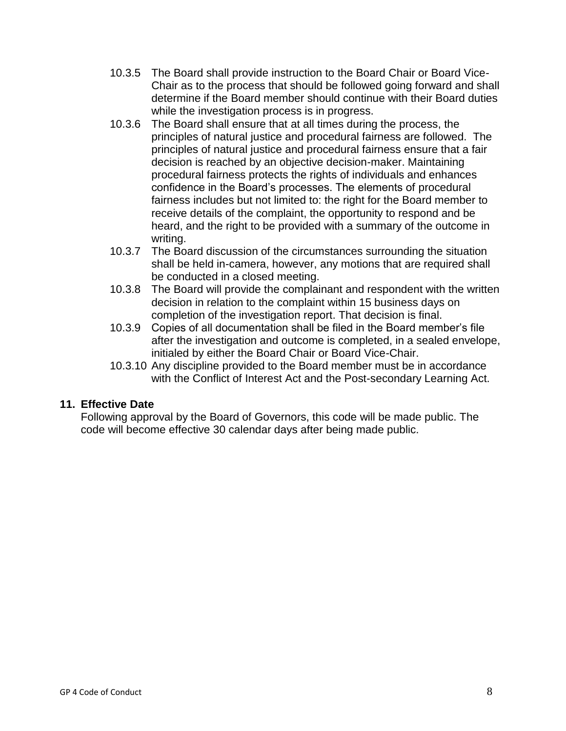10.3.5 The Board shall provide instruction to the Board Chair or Board Vice-Chair as to the process that should be followed going forward and shall determine if the Board member should continue with their Board duties while the investigation process is in progress.

10.3.6 The Board shall ensure that at all times during the process, the principles of natural justice and procedural fairness are followed. The principles of natural justice and procedural fairness ensure that a fair decision is reached by an objective decision-maker. Maintaining procedural fairness protects the rights of individuals and enhances confidence in the Board's processes. The elements of procedural fairness includes but not limited to: the right for the Board member to receive details of the complaint, the opportunity to respond and be heard, and the right to be provided with a summary of the outcome in writing.

10.3.7 The Board discussion of the circumstances surrounding the situation shall be held in-camera, however, any motions that are required shall be conducted in a closed meeting.

10.3.8 The Board will provide the complainant and respondent with the written decision in relation to the complaint within 15 business days on completion of the investigation report. That decision is final.

10.3.9 Copies of all documentation shall be filed in the Board member's file after the investigation and outcome is completed, in a sealed envelope, initialed by either the Board Chair or Board Vice-Chair.

10.3.10 Any discipline provided to the Board member must be in accordance with the Conflict of Interest Act and the Post-secondary Learning Act.

## 11. Effective Date

Following approval by the Board of Governors, this code will be made public. The code will become effective 30 calendar days after being made public.